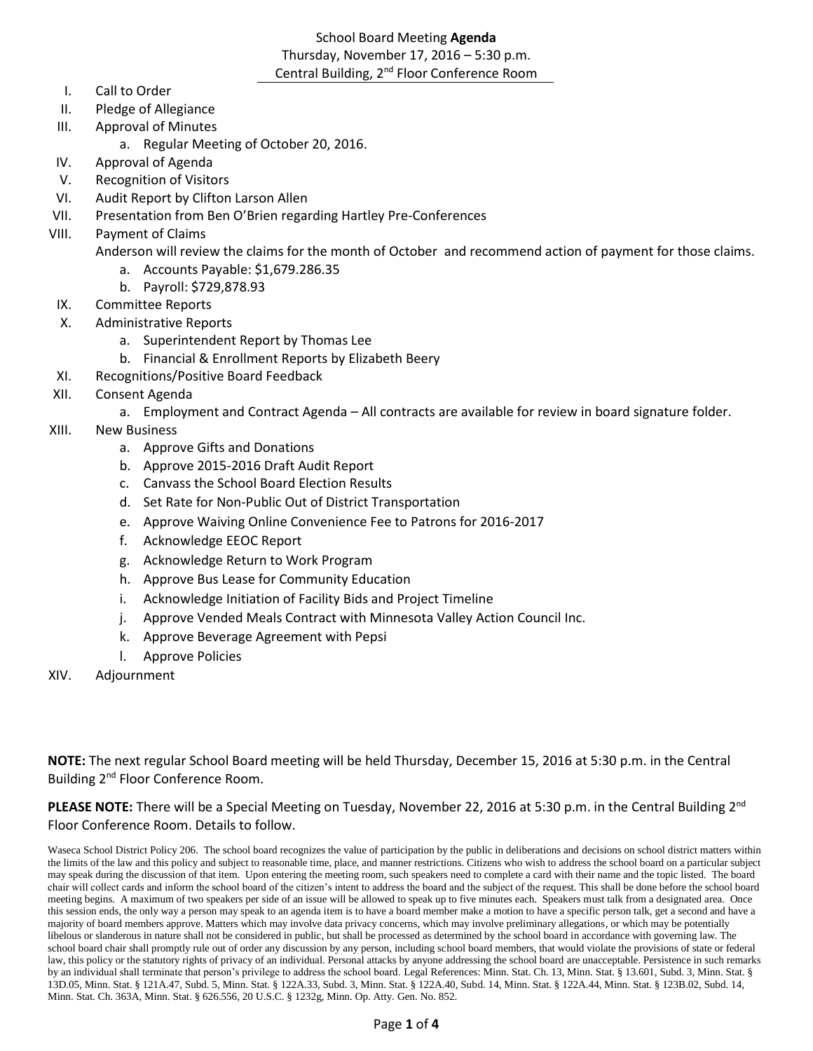# School Board Meeting **Agenda**

Thursday, November 17, 2016 – 5:30 p.m.

Central Building, 2nd Floor Conference Room

- I. Call to Order
- II. Pledge of Allegiance
- III. Approval of Minutes
    - a. Regular Meeting of October 20, 2016.
- IV. Approval of Agenda
- V. Recognition of Visitors
- VI. Audit Report by Clifton Larson Allen
- VII. Presentation from Ben O'Brien regarding Hartley Pre-Conferences
- VIII. Payment of Claims

    Anderson will review the claims for the month of October and recommend action of payment for those claims.
    - a. Accounts Payable: $1,679.286.35
    - b. Payroll: $729,878.93
- IX. Committee Reports
- X. Administrative Reports
    - a. Superintendent Report by Thomas Lee
    - b. Financial & Enrollment Reports by Elizabeth Beery
- XI. Recognitions/Positive Board Feedback
- XII. Consent Agenda
    - a. Employment and Contract Agenda – All contracts are available for review in board signature folder.
- XIII. New Business
    - a. Approve Gifts and Donations
    - b. Approve 2015-2016 Draft Audit Report
    - c. Canvass the School Board Election Results
    - d. Set Rate for Non-Public Out of District Transportation
    - e. Approve Waiving Online Convenience Fee to Patrons for 2016-2017
    - f. Acknowledge EEOC Report
    - g. Acknowledge Return to Work Program
    - h. Approve Bus Lease for Community Education
    - i. Acknowledge Initiation of Facility Bids and Project Timeline
    - j. Approve Vended Meals Contract with Minnesota Valley Action Council Inc.
    - k. Approve Beverage Agreement with Pepsi
    - l. Approve Policies
- XIV. Adjournment

**NOTE:** The next regular School Board meeting will be held Thursday, December 15, 2016 at 5:30 p.m. in the Central Building 2nd Floor Conference Room.

**PLEASE NOTE:** There will be a Special Meeting on Tuesday, November 22, 2016 at 5:30 p.m. in the Central Building 2nd Floor Conference Room. Details to follow.

Waseca School District Policy 206. The school board recognizes the value of participation by the public in deliberations and decisions on school district matters within the limits of the law and this policy and subject to reasonable time, place, and manner restrictions. Citizens who wish to address the school board on a particular subject may speak during the discussion of that item. Upon entering the meeting room, such speakers need to complete a card with their name and the topic listed. The board chair will collect cards and inform the school board of the citizen's intent to address the board and the subject of the request. This shall be done before the school board meeting begins. A maximum of two speakers per side of an issue will be allowed to speak up to five minutes each. Speakers must talk from a designated area. Once this session ends, the only way a person may speak to an agenda item is to have a board member make a motion to have a specific person talk, get a second and have a majority of board members approve. Matters which may involve data privacy concerns, which may involve preliminary allegations, or which may be potentially libelous or slanderous in nature shall not be considered in public, but shall be processed as determined by the school board in accordance with governing law. The school board chair shall promptly rule out of order any discussion by any person, including school board members, that would violate the provisions of state or federal law, this policy or the statutory rights of privacy of an individual. Personal attacks by anyone addressing the school board are unacceptable. Persistence in such remarks by an individual shall terminate that person's privilege to address the school board. Legal References: Minn. Stat. Ch. 13, Minn. Stat. § 13.601, Subd. 3, Minn. Stat. § 13D.05, Minn. Stat. § 121A.47, Subd. 5, Minn. Stat. § 122A.33, Subd. 3, Minn. Stat. § 122A.40, Subd. 14, Minn. Stat. § 122A.44, Minn. Stat. § 123B.02, Subd. 14, Minn. Stat. Ch. 363A, Minn. Stat. § 626.556, 20 U.S.C. § 1232g, Minn. Op. Atty. Gen. No. 852.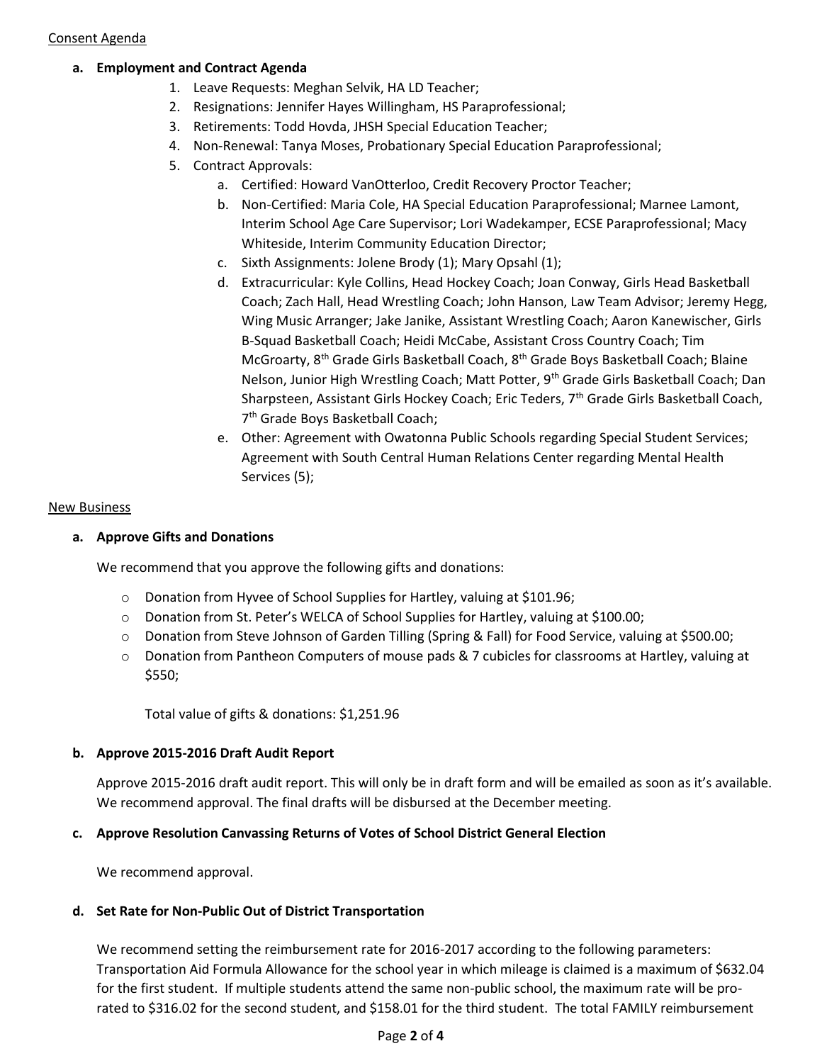Consent Agenda

**a. Employment and Contract Agenda**

1. Leave Requests: Meghan Selvik, HA LD Teacher;
2. Resignations: Jennifer Hayes Willingham, HS Paraprofessional;
3. Retirements: Todd Hovda, JHSH Special Education Teacher;
4. Non-Renewal: Tanya Moses, Probationary Special Education Paraprofessional;
5. Contract Approvals:
   a. Certified: Howard VanOtterloo, Credit Recovery Proctor Teacher;
   b. Non-Certified: Maria Cole, HA Special Education Paraprofessional; Marnee Lamont, Interim School Age Care Supervisor; Lori Wadekamper, ECSE Paraprofessional; Macy Whiteside, Interim Community Education Director;
   c. Sixth Assignments: Jolene Brody (1); Mary Opsahl (1);
   d. Extracurricular: Kyle Collins, Head Hockey Coach; Joan Conway, Girls Head Basketball Coach; Zach Hall, Head Wrestling Coach; John Hanson, Law Team Advisor; Jeremy Hegg, Wing Music Arranger; Jake Janike, Assistant Wrestling Coach; Aaron Kanewischer, Girls B-Squad Basketball Coach; Heidi McCabe, Assistant Cross Country Coach; Tim McGroarty, 8th Grade Girls Basketball Coach, 8th Grade Boys Basketball Coach; Blaine Nelson, Junior High Wrestling Coach; Matt Potter, 9th Grade Girls Basketball Coach; Dan Sharpsteen, Assistant Girls Hockey Coach; Eric Teders, 7th Grade Girls Basketball Coach, 7th Grade Boys Basketball Coach;
   e. Other: Agreement with Owatonna Public Schools regarding Special Student Services; Agreement with South Central Human Relations Center regarding Mental Health Services (5);

New Business

**a. Approve Gifts and Donations**

We recommend that you approve the following gifts and donations:

- Donation from Hyvee of School Supplies for Hartley, valuing at $101.96;
- Donation from St. Peter's WELCA of School Supplies for Hartley, valuing at $100.00;
- Donation from Steve Johnson of Garden Tilling (Spring & Fall) for Food Service, valuing at $500.00;
- Donation from Pantheon Computers of mouse pads & 7 cubicles for classrooms at Hartley, valuing at $550;

Total value of gifts & donations: $1,251.96

**b. Approve 2015-2016 Draft Audit Report**

Approve 2015-2016 draft audit report. This will only be in draft form and will be emailed as soon as it's available. We recommend approval. The final drafts will be disbursed at the December meeting.

**c. Approve Resolution Canvassing Returns of Votes of School District General Election**

We recommend approval.

**d. Set Rate for Non-Public Out of District Transportation**

We recommend setting the reimbursement rate for 2016-2017 according to the following parameters: Transportation Aid Formula Allowance for the school year in which mileage is claimed is a maximum of $632.04 for the first student. If multiple students attend the same non-public school, the maximum rate will be pro-rated to $316.02 for the second student, and $158.01 for the third student. The total FAMILY reimbursement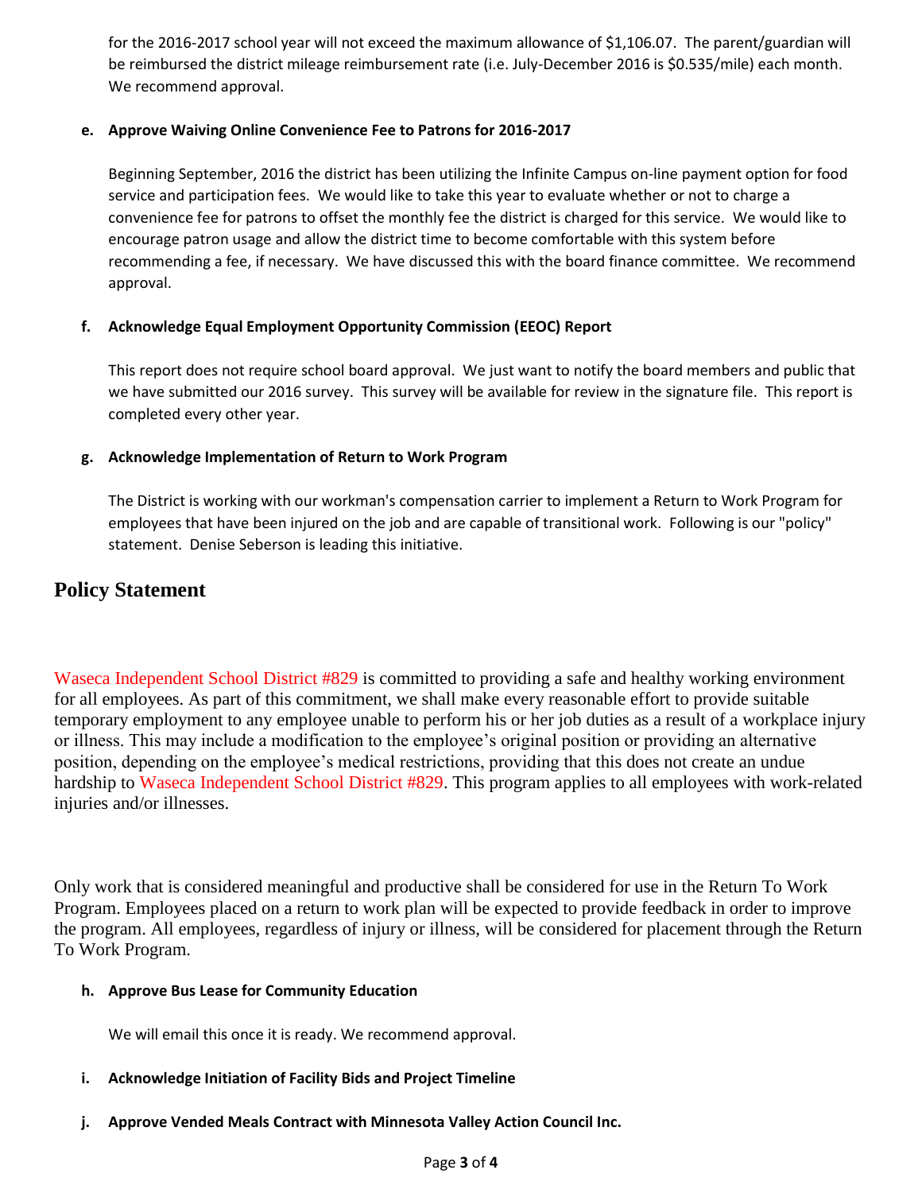for the 2016-2017 school year will not exceed the maximum allowance of $1,106.07. The parent/guardian will be reimbursed the district mileage reimbursement rate (i.e. July-December 2016 is $0.535/mile) each month. We recommend approval.

**e. Approve Waiving Online Convenience Fee to Patrons for 2016-2017**

Beginning September, 2016 the district has been utilizing the Infinite Campus on-line payment option for food service and participation fees. We would like to take this year to evaluate whether or not to charge a convenience fee for patrons to offset the monthly fee the district is charged for this service. We would like to encourage patron usage and allow the district time to become comfortable with this system before recommending a fee, if necessary. We have discussed this with the board finance committee. We recommend approval.

**f. Acknowledge Equal Employment Opportunity Commission (EEOC) Report**

This report does not require school board approval. We just want to notify the board members and public that we have submitted our 2016 survey. This survey will be available for review in the signature file. This report is completed every other year.

**g. Acknowledge Implementation of Return to Work Program**

The District is working with our workman's compensation carrier to implement a Return to Work Program for employees that have been injured on the job and are capable of transitional work. Following is our "policy" statement. Denise Seberson is leading this initiative.

## Policy Statement

Waseca Independent School District #829 is committed to providing a safe and healthy working environment for all employees. As part of this commitment, we shall make every reasonable effort to provide suitable temporary employment to any employee unable to perform his or her job duties as a result of a workplace injury or illness. This may include a modification to the employee's original position or providing an alternative position, depending on the employee's medical restrictions, providing that this does not create an undue hardship to Waseca Independent School District #829. This program applies to all employees with work-related injuries and/or illnesses.

Only work that is considered meaningful and productive shall be considered for use in the Return To Work Program. Employees placed on a return to work plan will be expected to provide feedback in order to improve the program. All employees, regardless of injury or illness, will be considered for placement through the Return To Work Program.

**h. Approve Bus Lease for Community Education**

We will email this once it is ready. We recommend approval.

**i. Acknowledge Initiation of Facility Bids and Project Timeline**

**j. Approve Vended Meals Contract with Minnesota Valley Action Council Inc.**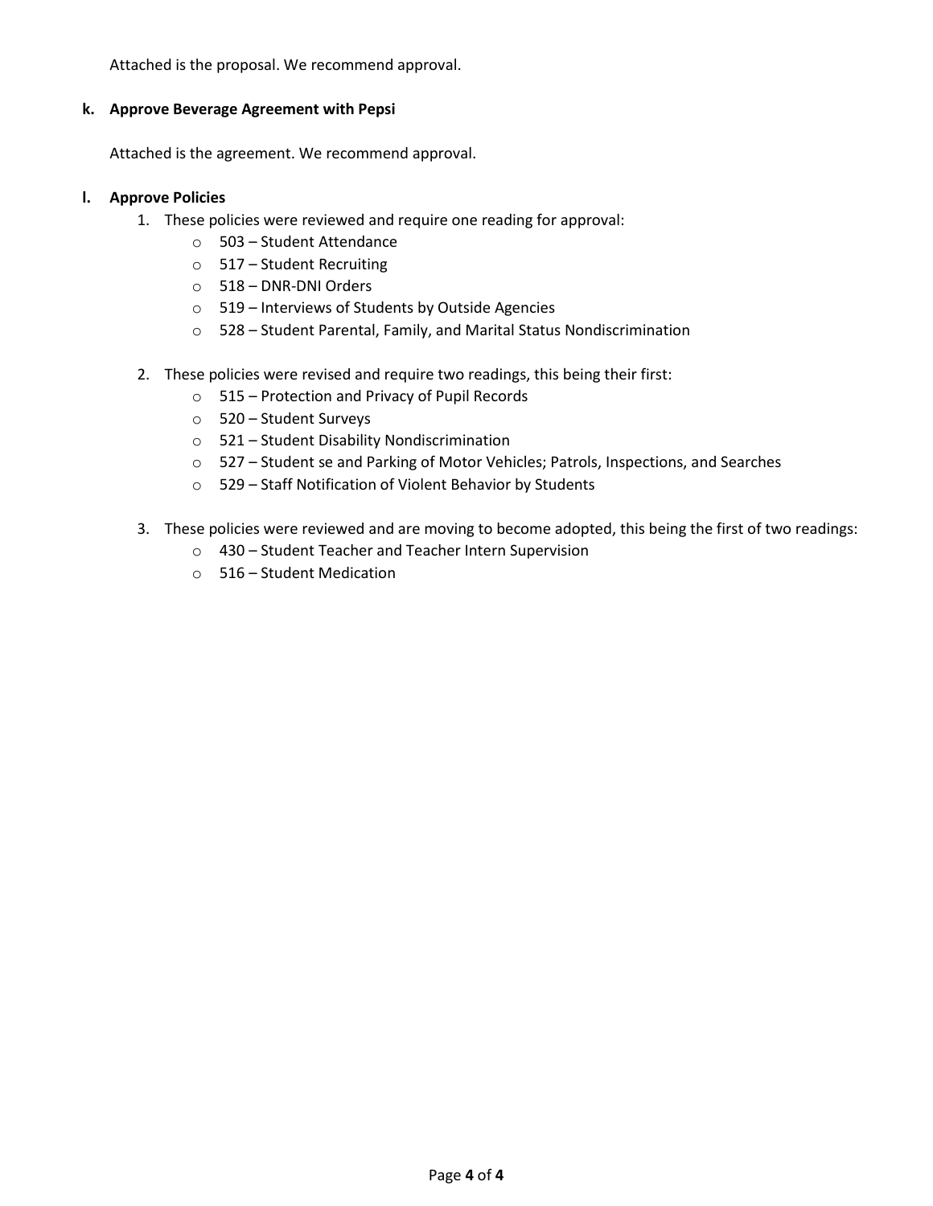Attached is the proposal. We recommend approval.

**k. Approve Beverage Agreement with Pepsi**

Attached is the agreement. We recommend approval.

**l. Approve Policies**

1. These policies were reviewed and require one reading for approval:
   - 503 – Student Attendance
   - 517 – Student Recruiting
   - 518 – DNR-DNI Orders
   - 519 – Interviews of Students by Outside Agencies
   - 528 – Student Parental, Family, and Marital Status Nondiscrimination

2. These policies were revised and require two readings, this being their first:
   - 515 – Protection and Privacy of Pupil Records
   - 520 – Student Surveys
   - 521 – Student Disability Nondiscrimination
   - 527 – Student se and Parking of Motor Vehicles; Patrols, Inspections, and Searches
   - 529 – Staff Notification of Violent Behavior by Students

3. These policies were reviewed and are moving to become adopted, this being the first of two readings:
   - 430 – Student Teacher and Teacher Intern Supervision
   - 516 – Student Medication